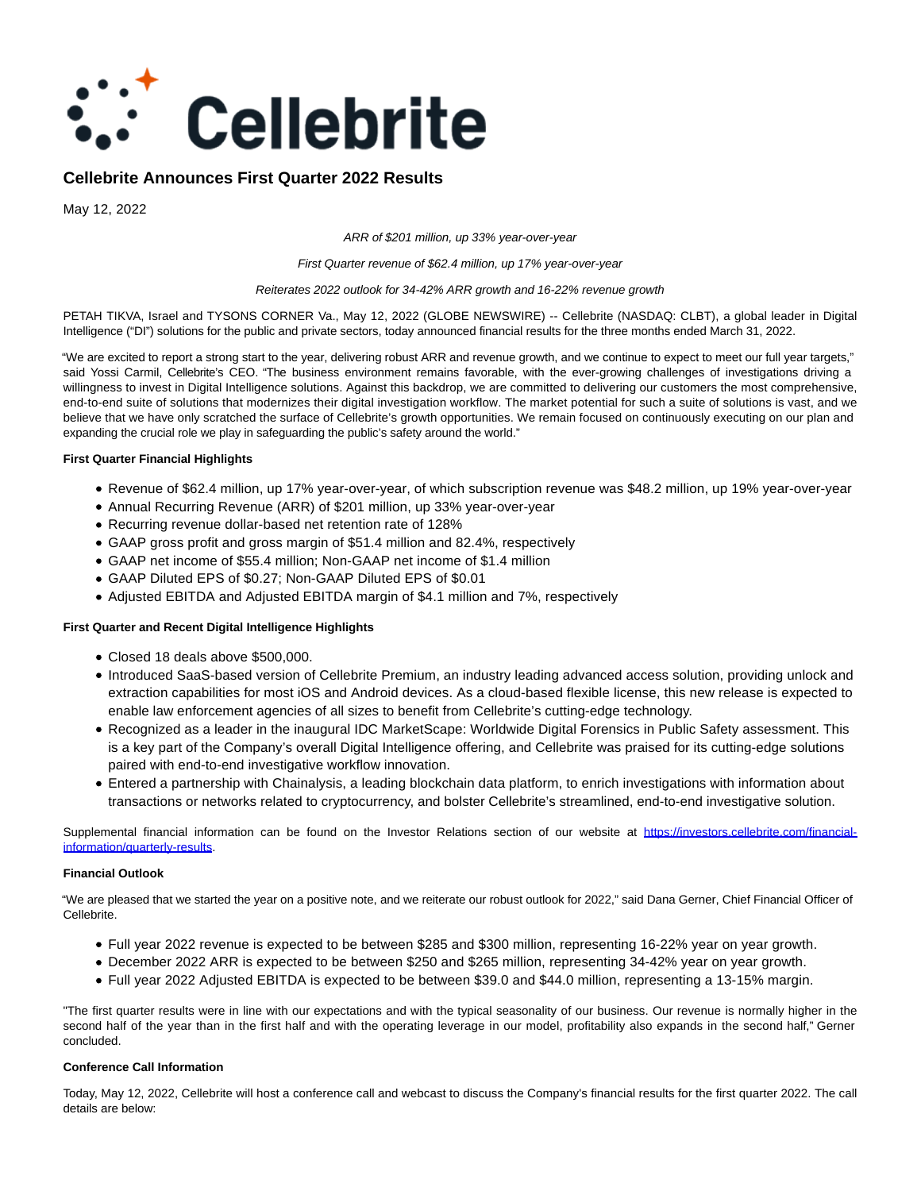# Cellebrite Announces First Quarter 2022 Results

May 12, 2022

*ARR of $201 million, up 33% year-over-year*

*First Quarter revenue of $62.4 million, up 17% year-over-year*

*Reiterates 2022 outlook for 34-42% ARR growth and 16-22% revenue growth*

PETAH TIKVA, Israel and TYSONS CORNER Va., May 12, 2022 (GLOBE NEWSWIRE) -- Cellebrite (NASDAQ: CLBT), a global leader in Digital Intelligence ("DI") solutions for the public and private sectors, today announced financial results for the three months ended March 31, 2022.

"We are excited to report a strong start to the year, delivering robust ARR and revenue growth, and we continue to expect to meet our full year targets," said Yossi Carmil, Cellebrite's CEO. "The business environment remains favorable, with the ever-growing challenges of investigations driving a willingness to invest in Digital Intelligence solutions. Against this backdrop, we are committed to delivering our customers the most comprehensive, end-to-end suite of solutions that modernizes their digital investigation workflow. The market potential for such a suite of solutions is vast, and we believe that we have only scratched the surface of Cellebrite's growth opportunities. We remain focused on continuously executing on our plan and expanding the crucial role we play in safeguarding the public's safety around the world."

**First Quarter Financial Highlights**

- Revenue of $62.4 million, up 17% year-over-year, of which subscription revenue was $48.2 million, up 19% year-over-year
- Annual Recurring Revenue (ARR) of $201 million, up 33% year-over-year
- Recurring revenue dollar-based net retention rate of 128%
- GAAP gross profit and gross margin of $51.4 million and 82.4%, respectively
- GAAP net income of $55.4 million; Non-GAAP net income of $1.4 million
- GAAP Diluted EPS of $0.27; Non-GAAP Diluted EPS of $0.01
- Adjusted EBITDA and Adjusted EBITDA margin of $4.1 million and 7%, respectively

**First Quarter and Recent Digital Intelligence Highlights**

- Closed 18 deals above $500,000.
- Introduced SaaS-based version of Cellebrite Premium, an industry leading advanced access solution, providing unlock and extraction capabilities for most iOS and Android devices. As a cloud-based flexible license, this new release is expected to enable law enforcement agencies of all sizes to benefit from Cellebrite's cutting-edge technology.
- Recognized as a leader in the inaugural IDC MarketScape: Worldwide Digital Forensics in Public Safety assessment. This is a key part of the Company's overall Digital Intelligence offering, and Cellebrite was praised for its cutting-edge solutions paired with end-to-end investigative workflow innovation.
- Entered a partnership with Chainalysis, a leading blockchain data platform, to enrich investigations with information about transactions or networks related to cryptocurrency, and bolster Cellebrite's streamlined, end-to-end investigative solution.

Supplemental financial information can be found on the Investor Relations section of our website at [https://investors.cellebrite.com/financial-information/quarterly-results](https://investors.cellebrite.com/financial-information/quarterly-results).

**Financial Outlook**

"We are pleased that we started the year on a positive note, and we reiterate our robust outlook for 2022," said Dana Gerner, Chief Financial Officer of Cellebrite.

- Full year 2022 revenue is expected to be between $285 and $300 million, representing 16-22% year on year growth.
- December 2022 ARR is expected to be between $250 and $265 million, representing 34-42% year on year growth.
- Full year 2022 Adjusted EBITDA is expected to be between $39.0 and $44.0 million, representing a 13-15% margin.

"The first quarter results were in line with our expectations and with the typical seasonality of our business. Our revenue is normally higher in the second half of the year than in the first half and with the operating leverage in our model, profitability also expands in the second half," Gerner concluded.

**Conference Call Information**

Today, May 12, 2022, Cellebrite will host a conference call and webcast to discuss the Company's financial results for the first quarter 2022. The call details are below: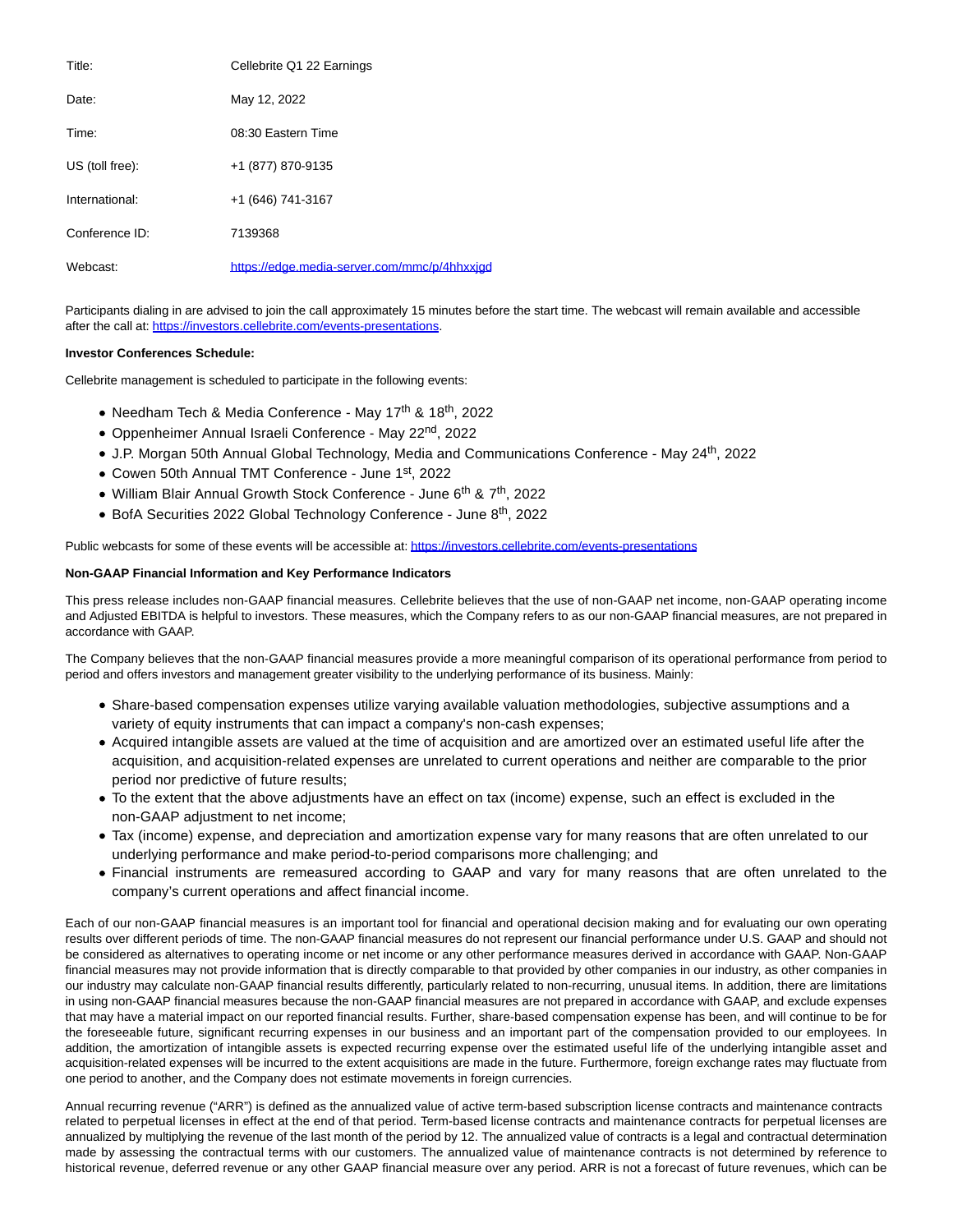| | |
|---|---|
| Title: | Cellebrite Q1 22 Earnings |
| Date: | May 12, 2022 |
| Time: | 08:30 Eastern Time |
| US (toll free): | +1 (877) 870-9135 |
| International: | +1 (646) 741-3167 |
| Conference ID: | 7139368 |
| Webcast: | https://edge.media-server.com/mmc/p/4hhxxjgd |

Participants dialing in are advised to join the call approximately 15 minutes before the start time. The webcast will remain available and accessible after the call at: https://investors.cellebrite.com/events-presentations.

**Investor Conferences Schedule:**

Cellebrite management is scheduled to participate in the following events:

- Needham Tech & Media Conference - May 17th & 18th, 2022
- Oppenheimer Annual Israeli Conference - May 22nd, 2022
- J.P. Morgan 50th Annual Global Technology, Media and Communications Conference - May 24th, 2022
- Cowen 50th Annual TMT Conference - June 1st, 2022
- William Blair Annual Growth Stock Conference - June 6th & 7th, 2022
- BofA Securities 2022 Global Technology Conference - June 8th, 2022

Public webcasts for some of these events will be accessible at: https://investors.cellebrite.com/events-presentations

**Non-GAAP Financial Information and Key Performance Indicators**

This press release includes non-GAAP financial measures. Cellebrite believes that the use of non-GAAP net income, non-GAAP operating income and Adjusted EBITDA is helpful to investors. These measures, which the Company refers to as our non-GAAP financial measures, are not prepared in accordance with GAAP.

The Company believes that the non-GAAP financial measures provide a more meaningful comparison of its operational performance from period to period and offers investors and management greater visibility to the underlying performance of its business. Mainly:

- Share-based compensation expenses utilize varying available valuation methodologies, subjective assumptions and a variety of equity instruments that can impact a company's non-cash expenses;
- Acquired intangible assets are valued at the time of acquisition and are amortized over an estimated useful life after the acquisition, and acquisition-related expenses are unrelated to current operations and neither are comparable to the prior period nor predictive of future results;
- To the extent that the above adjustments have an effect on tax (income) expense, such an effect is excluded in the non-GAAP adjustment to net income;
- Tax (income) expense, and depreciation and amortization expense vary for many reasons that are often unrelated to our underlying performance and make period-to-period comparisons more challenging; and
- Financial instruments are remeasured according to GAAP and vary for many reasons that are often unrelated to the company's current operations and affect financial income.

Each of our non-GAAP financial measures is an important tool for financial and operational decision making and for evaluating our own operating results over different periods of time. The non-GAAP financial measures do not represent our financial performance under U.S. GAAP and should not be considered as alternatives to operating income or net income or any other performance measures derived in accordance with GAAP. Non-GAAP financial measures may not provide information that is directly comparable to that provided by other companies in our industry, as other companies in our industry may calculate non-GAAP financial results differently, particularly related to non-recurring, unusual items. In addition, there are limitations in using non-GAAP financial measures because the non-GAAP financial measures are not prepared in accordance with GAAP, and exclude expenses that may have a material impact on our reported financial results. Further, share-based compensation expense has been, and will continue to be for the foreseeable future, significant recurring expenses in our business and an important part of the compensation provided to our employees. In addition, the amortization of intangible assets is expected recurring expense over the estimated useful life of the underlying intangible asset and acquisition-related expenses will be incurred to the extent acquisitions are made in the future. Furthermore, foreign exchange rates may fluctuate from one period to another, and the Company does not estimate movements in foreign currencies.

Annual recurring revenue ("ARR") is defined as the annualized value of active term-based subscription license contracts and maintenance contracts related to perpetual licenses in effect at the end of that period. Term-based license contracts and maintenance contracts for perpetual licenses are annualized by multiplying the revenue of the last month of the period by 12. The annualized value of contracts is a legal and contractual determination made by assessing the contractual terms with our customers. The annualized value of maintenance contracts is not determined by reference to historical revenue, deferred revenue or any other GAAP financial measure over any period. ARR is not a forecast of future revenues, which can be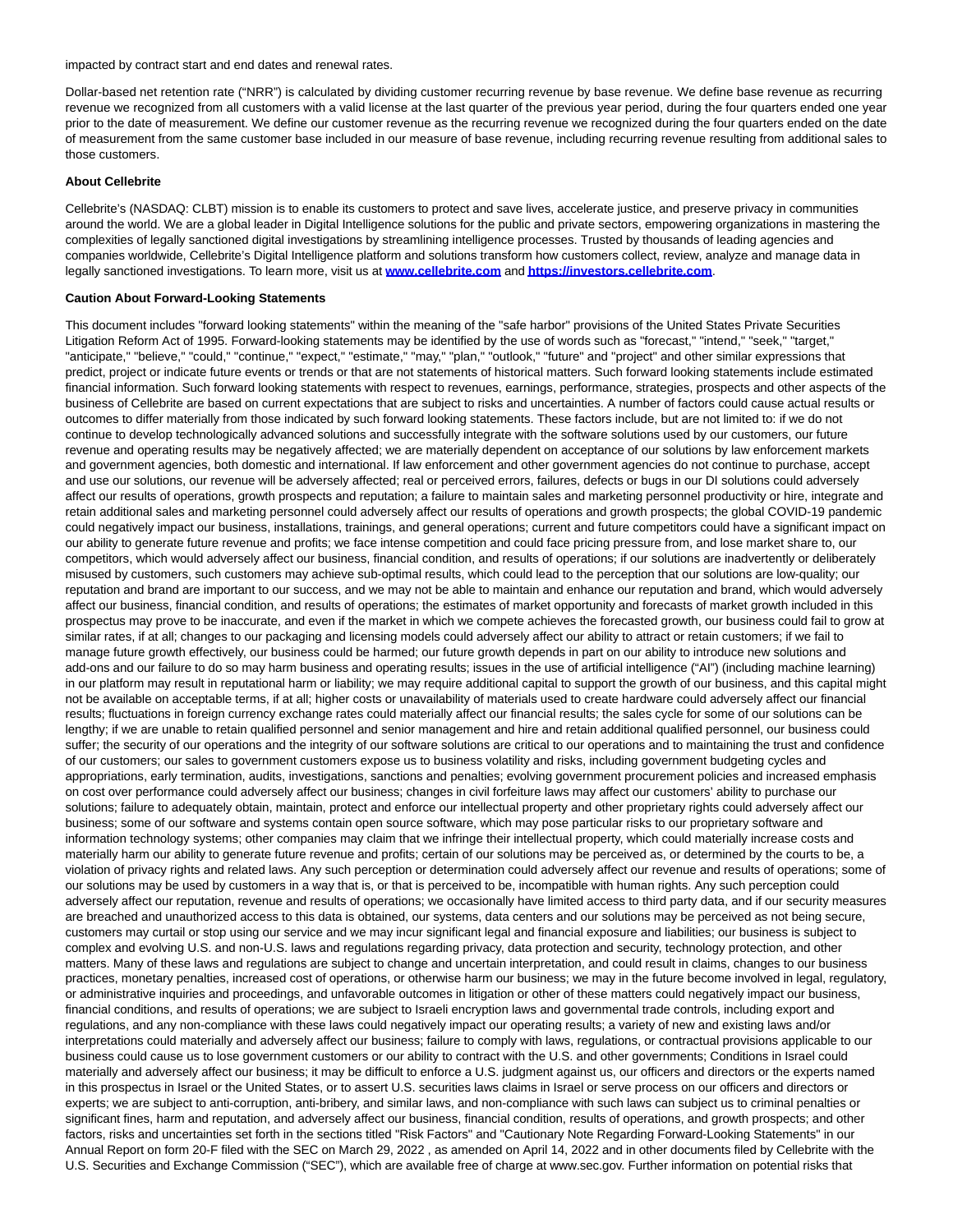impacted by contract start and end dates and renewal rates.

Dollar-based net retention rate ("NRR") is calculated by dividing customer recurring revenue by base revenue. We define base revenue as recurring revenue we recognized from all customers with a valid license at the last quarter of the previous year period, during the four quarters ended one year prior to the date of measurement. We define our customer revenue as the recurring revenue we recognized during the four quarters ended on the date of measurement from the same customer base included in our measure of base revenue, including recurring revenue resulting from additional sales to those customers.

**About Cellebrite**

Cellebrite's (NASDAQ: CLBT) mission is to enable its customers to protect and save lives, accelerate justice, and preserve privacy in communities around the world. We are a global leader in Digital Intelligence solutions for the public and private sectors, empowering organizations in mastering the complexities of legally sanctioned digital investigations by streamlining intelligence processes. Trusted by thousands of leading agencies and companies worldwide, Cellebrite's Digital Intelligence platform and solutions transform how customers collect, review, analyze and manage data in legally sanctioned investigations. To learn more, visit us at **www.cellebrite.com** and **https://investors.cellebrite.com**.

**Caution About Forward-Looking Statements**

This document includes "forward looking statements" within the meaning of the "safe harbor" provisions of the United States Private Securities Litigation Reform Act of 1995. Forward-looking statements may be identified by the use of words such as "forecast," "intend," "seek," "target," "anticipate," "believe," "could," "continue," "expect," "estimate," "may," "plan," "outlook," "future" and "project" and other similar expressions that predict, project or indicate future events or trends or that are not statements of historical matters. Such forward looking statements include estimated financial information. Such forward looking statements with respect to revenues, earnings, performance, strategies, prospects and other aspects of the business of Cellebrite are based on current expectations that are subject to risks and uncertainties. A number of factors could cause actual results or outcomes to differ materially from those indicated by such forward looking statements. These factors include, but are not limited to: if we do not continue to develop technologically advanced solutions and successfully integrate with the software solutions used by our customers, our future revenue and operating results may be negatively affected; we are materially dependent on acceptance of our solutions by law enforcement markets and government agencies, both domestic and international. If law enforcement and other government agencies do not continue to purchase, accept and use our solutions, our revenue will be adversely affected; real or perceived errors, failures, defects or bugs in our DI solutions could adversely affect our results of operations, growth prospects and reputation; a failure to maintain sales and marketing personnel productivity or hire, integrate and retain additional sales and marketing personnel could adversely affect our results of operations and growth prospects; the global COVID-19 pandemic could negatively impact our business, installations, trainings, and general operations; current and future competitors could have a significant impact on our ability to generate future revenue and profits; we face intense competition and could face pricing pressure from, and lose market share to, our competitors, which would adversely affect our business, financial condition, and results of operations; if our solutions are inadvertently or deliberately misused by customers, such customers may achieve sub-optimal results, which could lead to the perception that our solutions are low-quality; our reputation and brand are important to our success, and we may not be able to maintain and enhance our reputation and brand, which would adversely affect our business, financial condition, and results of operations; the estimates of market opportunity and forecasts of market growth included in this prospectus may prove to be inaccurate, and even if the market in which we compete achieves the forecasted growth, our business could fail to grow at similar rates, if at all; changes to our packaging and licensing models could adversely affect our ability to attract or retain customers; if we fail to manage future growth effectively, our business could be harmed; our future growth depends in part on our ability to introduce new solutions and add-ons and our failure to do so may harm business and operating results; issues in the use of artificial intelligence ("AI") (including machine learning) in our platform may result in reputational harm or liability; we may require additional capital to support the growth of our business, and this capital might not be available on acceptable terms, if at all; higher costs or unavailability of materials used to create hardware could adversely affect our financial results; fluctuations in foreign currency exchange rates could materially affect our financial results; the sales cycle for some of our solutions can be lengthy; if we are unable to retain qualified personnel and senior management and hire and retain additional qualified personnel, our business could suffer; the security of our operations and the integrity of our software solutions are critical to our operations and to maintaining the trust and confidence of our customers; our sales to government customers expose us to business volatility and risks, including government budgeting cycles and appropriations, early termination, audits, investigations, sanctions and penalties; evolving government procurement policies and increased emphasis on cost over performance could adversely affect our business; changes in civil forfeiture laws may affect our customers' ability to purchase our solutions; failure to adequately obtain, maintain, protect and enforce our intellectual property and other proprietary rights could adversely affect our business; some of our software and systems contain open source software, which may pose particular risks to our proprietary software and information technology systems; other companies may claim that we infringe their intellectual property, which could materially increase costs and materially harm our ability to generate future revenue and profits; certain of our solutions may be perceived as, or determined by the courts to be, a violation of privacy rights and related laws. Any such perception or determination could adversely affect our revenue and results of operations; some of our solutions may be used by customers in a way that is, or that is perceived to be, incompatible with human rights. Any such perception could adversely affect our reputation, revenue and results of operations; we occasionally have limited access to third party data, and if our security measures are breached and unauthorized access to this data is obtained, our systems, data centers and our solutions may be perceived as not being secure, customers may curtail or stop using our service and we may incur significant legal and financial exposure and liabilities; our business is subject to complex and evolving U.S. and non-U.S. laws and regulations regarding privacy, data protection and security, technology protection, and other matters. Many of these laws and regulations are subject to change and uncertain interpretation, and could result in claims, changes to our business practices, monetary penalties, increased cost of operations, or otherwise harm our business; we may in the future become involved in legal, regulatory, or administrative inquiries and proceedings, and unfavorable outcomes in litigation or other of these matters could negatively impact our business, financial conditions, and results of operations; we are subject to Israeli encryption laws and governmental trade controls, including export and regulations, and any non-compliance with these laws could negatively impact our operating results; a variety of new and existing laws and/or interpretations could materially and adversely affect our business; failure to comply with laws, regulations, or contractual provisions applicable to our business could cause us to lose government customers or our ability to contract with the U.S. and other governments; Conditions in Israel could materially and adversely affect our business; it may be difficult to enforce a U.S. judgment against us, our officers and directors or the experts named in this prospectus in Israel or the United States, or to assert U.S. securities laws claims in Israel or serve process on our officers and directors or experts; we are subject to anti-corruption, anti-bribery, and similar laws, and non-compliance with such laws can subject us to criminal penalties or significant fines, harm and reputation, and adversely affect our business, financial condition, results of operations, and growth prospects; and other factors, risks and uncertainties set forth in the sections titled "Risk Factors" and "Cautionary Note Regarding Forward-Looking Statements" in our Annual Report on form 20-F filed with the SEC on March 29, 2022 , as amended on April 14, 2022 and in other documents filed by Cellebrite with the U.S. Securities and Exchange Commission ("SEC"), which are available free of charge at www.sec.gov. Further information on potential risks that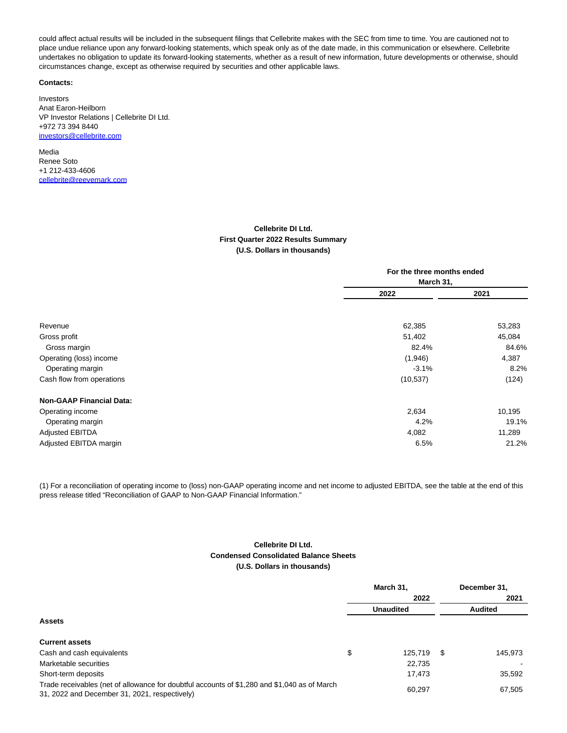could affect actual results will be included in the subsequent filings that Cellebrite makes with the SEC from time to time. You are cautioned not to place undue reliance upon any forward-looking statements, which speak only as of the date made, in this communication or elsewhere. Cellebrite undertakes no obligation to update its forward-looking statements, whether as a result of new information, future developments or otherwise, should circumstances change, except as otherwise required by securities and other applicable laws.

**Contacts:**

Investors
Anat Earon-Heilborn
VP Investor Relations | Cellebrite DI Ltd.
+972 73 394 8440
investors@cellebrite.com

Media
Renee Soto
+1 212-433-4606
cellebrite@reevemark.com

**Cellebrite DI Ltd.**
**First Quarter 2022 Results Summary**
**(U.S. Dollars in thousands)**

| | For the three months ended March 31, | |
|---|---|---|
| | 2022 | 2021 |
| Revenue | 62,385 | 53,283 |
| Gross profit | 51,402 | 45,084 |
| Gross margin | 82.4% | 84.6% |
| Operating (loss) income | (1,946) | 4,387 |
| Operating margin | -3.1% | 8.2% |
| Cash flow from operations | (10,537) | (124) |
| **Non-GAAP Financial Data:** | | |
| Operating income | 2,634 | 10,195 |
| Operating margin | 4.2% | 19.1% |
| Adjusted EBITDA | 4,082 | 11,289 |
| Adjusted EBITDA margin | 6.5% | 21.2% |

(1) For a reconciliation of operating income to (loss) non-GAAP operating income and net income to adjusted EBITDA, see the table at the end of this press release titled "Reconciliation of GAAP to Non-GAAP Financial Information."

**Cellebrite DI Ltd.**
**Condensed Consolidated Balance Sheets**
**(U.S. Dollars in thousands)**

| | March 31, 2022 | December 31, 2021 |
|---|---|---|
| | Unaudited | Audited |
| **Assets** | | |
| **Current assets** | | |
| Cash and cash equivalents | $ 125,719 | $ 145,973 |
| Marketable securities | 22,735 | - |
| Short-term deposits | 17,473 | 35,592 |
| Trade receivables (net of allowance for doubtful accounts of $1,280 and $1,040 as of March 31, 2022 and December 31, 2021, respectively) | 60,297 | 67,505 |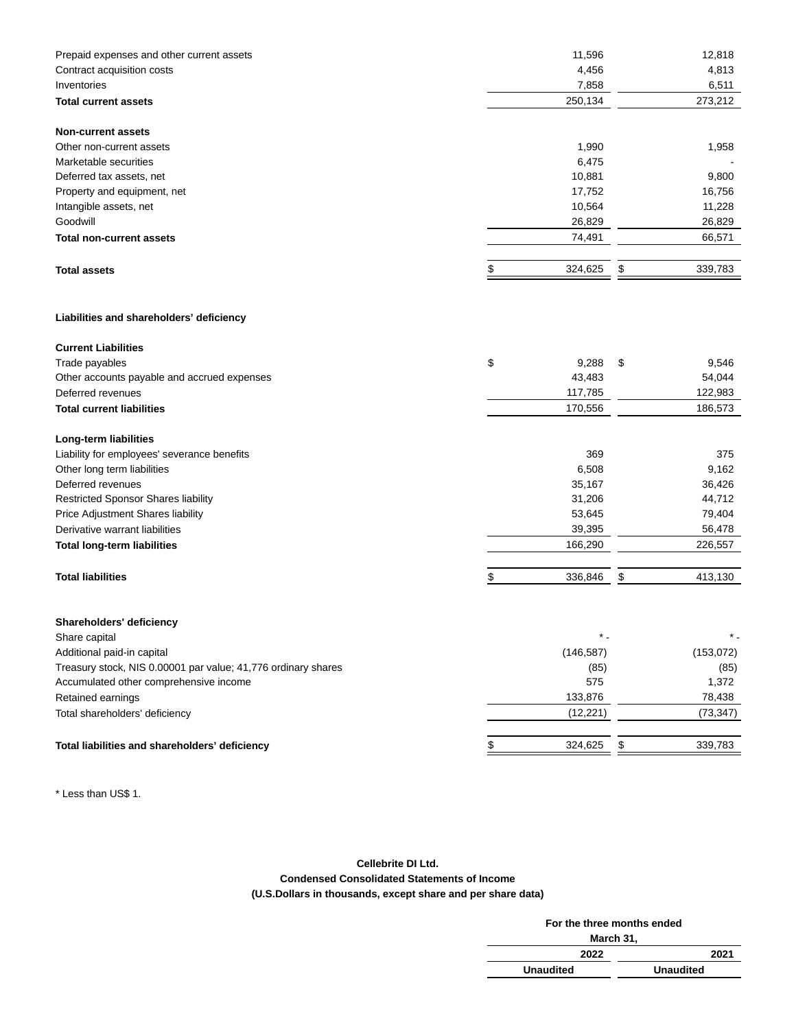| | | |
|---|---|---|
| Prepaid expenses and other current assets | 11,596 | 12,818 |
| Contract acquisition costs | 4,456 | 4,813 |
| Inventories | 7,858 | 6,511 |
| **Total current assets** | 250,134 | 273,212 |
| | | |
| **Non-current assets** | | |
| Other non-current assets | 1,990 | 1,958 |
| Marketable securities | 6,475 | - |
| Deferred tax assets, net | 10,881 | 9,800 |
| Property and equipment, net | 17,752 | 16,756 |
| Intangible assets, net | 10,564 | 11,228 |
| Goodwill | 26,829 | 26,829 |
| **Total non-current assets** | 74,491 | 66,571 |
| | | |
| **Total assets** | $ 324,625 | $ 339,783 |
| | | |
| **Liabilities and shareholders' deficiency** | | |
| | | |
| **Current Liabilities** | | |
| Trade payables | $ 9,288 | $ 9,546 |
| Other accounts payable and accrued expenses | 43,483 | 54,044 |
| Deferred revenues | 117,785 | 122,983 |
| **Total current liabilities** | 170,556 | 186,573 |
| | | |
| **Long-term liabilities** | | |
| Liability for employees' severance benefits | 369 | 375 |
| Other long term liabilities | 6,508 | 9,162 |
| Deferred revenues | 35,167 | 36,426 |
| Restricted Sponsor Shares liability | 31,206 | 44,712 |
| Price Adjustment Shares liability | 53,645 | 79,404 |
| Derivative warrant liabilities | 39,395 | 56,478 |
| **Total long-term liabilities** | 166,290 | 226,557 |
| | | |
| **Total liabilities** | $ 336,846 | $ 413,130 |
| | | |
| **Shareholders' deficiency** | | |
| Share capital | * - | * - |
| Additional paid-in capital | (146,587) | (153,072) |
| Treasury stock, NIS 0.00001 par value; 41,776 ordinary shares | (85) | (85) |
| Accumulated other comprehensive income | 575 | 1,372 |
| Retained earnings | 133,876 | 78,438 |
| Total shareholders' deficiency | (12,221) | (73,347) |
| | | |
| **Total liabilities and shareholders' deficiency** | $ 324,625 | $ 339,783 |

* Less than US$ 1.

**Cellebrite DI Ltd.**

**Condensed Consolidated Statements of Income**

**(U.S.Dollars in thousands, except share and per share data)**

| | For the three months ended March 31, | |
|---|---|---|
| | **2022** | **2021** |
| | **Unaudited** | **Unaudited** |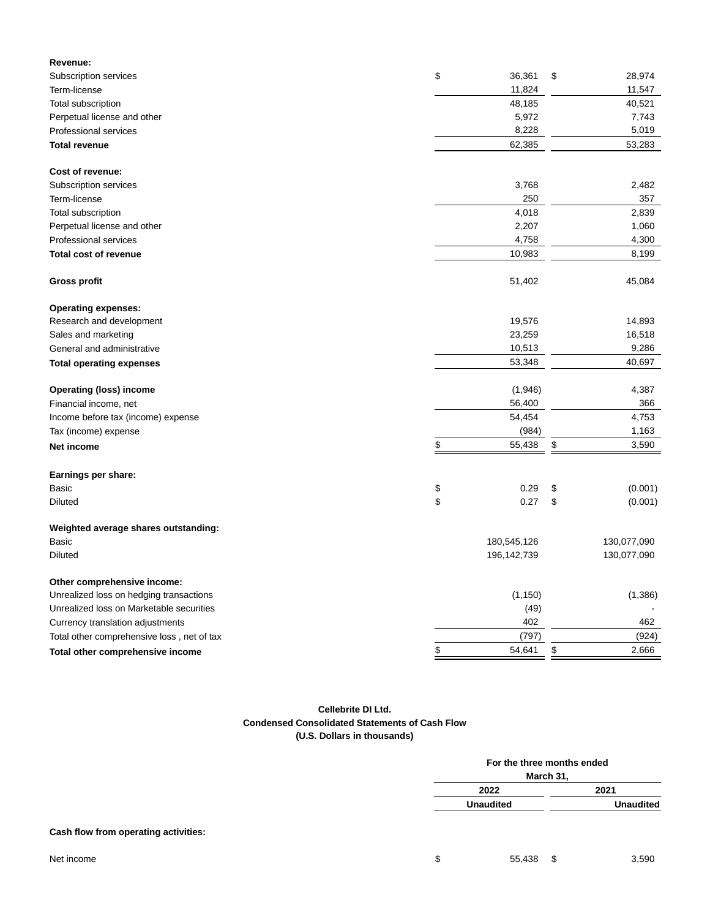| | | |
|---|---|---|
| **Revenue:** | | |
| Subscription services | $ 36,361 | $ 28,974 |
| Term-license | 11,824 | 11,547 |
| Total subscription | 48,185 | 40,521 |
| Perpetual license and other | 5,972 | 7,743 |
| Professional services | 8,228 | 5,019 |
| **Total revenue** | 62,385 | 53,283 |
| | | |
| **Cost of revenue:** | | |
| Subscription services | 3,768 | 2,482 |
| Term-license | 250 | 357 |
| Total subscription | 4,018 | 2,839 |
| Perpetual license and other | 2,207 | 1,060 |
| Professional services | 4,758 | 4,300 |
| **Total cost of revenue** | 10,983 | 8,199 |
| | | |
| **Gross profit** | 51,402 | 45,084 |
| | | |
| **Operating expenses:** | | |
| Research and development | 19,576 | 14,893 |
| Sales and marketing | 23,259 | 16,518 |
| General and administrative | 10,513 | 9,286 |
| **Total operating expenses** | 53,348 | 40,697 |
| | | |
| **Operating (loss) income** | (1,946) | 4,387 |
| Financial income, net | 56,400 | 366 |
| Income before tax (income) expense | 54,454 | 4,753 |
| Tax (income) expense | (984) | 1,163 |
| **Net income** | $ 55,438 | $ 3,590 |
| | | |
| **Earnings per share:** | | |
| Basic | $ 0.29 | $ (0.001) |
| Diluted | $ 0.27 | $ (0.001) |
| | | |
| **Weighted average shares outstanding:** | | |
| Basic | 180,545,126 | 130,077,090 |
| Diluted | 196,142,739 | 130,077,090 |
| | | |
| **Other comprehensive income:** | | |
| Unrealized loss on hedging transactions | (1,150) | (1,386) |
| Unrealized loss on Marketable securities | (49) | - |
| Currency translation adjustments | 402 | 462 |
| Total other comprehensive loss , net of tax | (797) | (924) |
| **Total other comprehensive income** | $ 54,641 | $ 2,666 |

**Cellebrite DI Ltd.**
**Condensed Consolidated Statements of Cash Flow**
**(U.S. Dollars in thousands)**

| | For the three months ended March 31, | |
|---|---|---|
| | 2022 | 2021 |
| | Unaudited | Unaudited |
| **Cash flow from operating activities:** | | |
| Net income | $ 55,438 | $ 3,590 |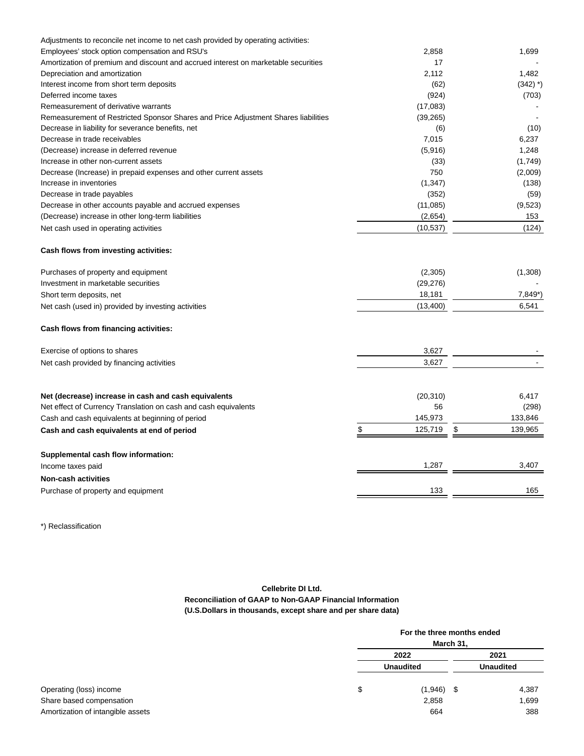| | | |
|---|---|---|
| Adjustments to reconcile net income to net cash provided by operating activities: | | |
| Employees' stock option compensation and RSU's | 2,858 | 1,699 |
| Amortization of premium and discount and accrued interest on marketable securities | 17 | - |
| Depreciation and amortization | 2,112 | 1,482 |
| Interest income from short term deposits | (62) | (342) *) |
| Deferred income taxes | (924) | (703) |
| Remeasurement of derivative warrants | (17,083) | - |
| Remeasurement of Restricted Sponsor Shares and Price Adjustment Shares liabilities | (39,265) | - |
| Decrease in liability for severance benefits, net | (6) | (10) |
| Decrease in trade receivables | 7,015 | 6,237 |
| (Decrease) increase in deferred revenue | (5,916) | 1,248 |
| Increase in other non-current assets | (33) | (1,749) |
| Decrease (Increase) in prepaid expenses and other current assets | 750 | (2,009) |
| Increase in inventories | (1,347) | (138) |
| Decrease in trade payables | (352) | (59) |
| Decrease in other accounts payable and accrued expenses | (11,085) | (9,523) |
| (Decrease) increase in other long-term liabilities | (2,654) | 153 |
| Net cash used in operating activities | (10,537) | (124) |
| | | |
| **Cash flows from investing activities:** | | |
| Purchases of property and equipment | (2,305) | (1,308) |
| Investment in marketable securities | (29,276) | - |
| Short term deposits, net | 18,181 | 7,849*) |
| Net cash (used in) provided by investing activities | (13,400) | 6,541 |
| | | |
| **Cash flows from financing activities:** | | |
| Exercise of options to shares | 3,627 | - |
| Net cash provided by financing activities | 3,627 | - |
| | | |
| **Net (decrease) increase in cash and cash equivalents** | (20,310) | 6,417 |
| Net effect of Currency Translation on cash and cash equivalents | 56 | (298) |
| Cash and cash equivalents at beginning of period | 145,973 | 133,846 |
| **Cash and cash equivalents at end of period** | $ 125,719 | $ 139,965 |
| | | |
| **Supplemental cash flow information:** | | |
| Income taxes paid | 1,287 | 3,407 |
| **Non-cash activities** | | |
| Purchase of property and equipment | 133 | 165 |

*) Reclassification

**Cellebrite DI Ltd.**
**Reconciliation of GAAP to Non-GAAP Financial Information**
**(U.S.Dollars in thousands, except share and per share data)**

| | For the three months ended March 31, | |
|---|---|---|
| | 2022 | 2021 |
| | Unaudited | Unaudited |
| Operating (loss) income | $ (1,946) | $ 4,387 |
| Share based compensation | 2,858 | 1,699 |
| Amortization of intangible assets | 664 | 388 |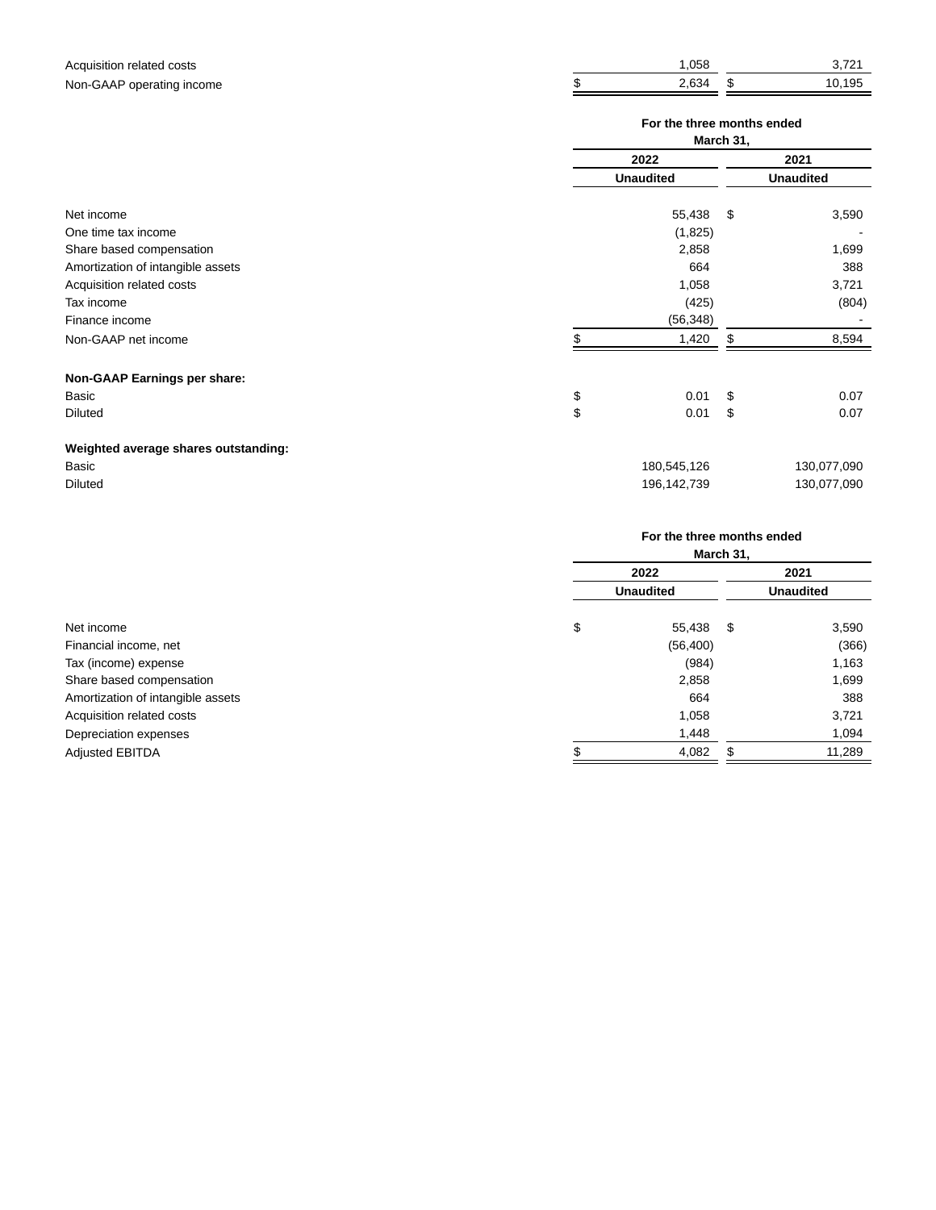| | | |
|---|---|---|
| Acquisition related costs | 1,058 | 3,721 |
| Non-GAAP operating income | $ 2,634 | $ 10,195 |

| | For the three months ended March 31, | |
|---|---|---|
| | 2022 | 2021 |
| | Unaudited | Unaudited |
| Net income | 55,438 | $ 3,590 |
| One time tax income | (1,825) | - |
| Share based compensation | 2,858 | 1,699 |
| Amortization of intangible assets | 664 | 388 |
| Acquisition related costs | 1,058 | 3,721 |
| Tax income | (425) | (804) |
| Finance income | (56,348) | - |
| Non-GAAP net income | $ 1,420 | $ 8,594 |
| **Non-GAAP Earnings per share:** | | |
| Basic | $ 0.01 | $ 0.07 |
| Diluted | $ 0.01 | $ 0.07 |
| **Weighted average shares outstanding:** | | |
| Basic | 180,545,126 | 130,077,090 |
| Diluted | 196,142,739 | 130,077,090 |

| | For the three months ended March 31, | |
|---|---|---|
| | 2022 | 2021 |
| | Unaudited | Unaudited |
| Net income | $ 55,438 | $ 3,590 |
| Financial income, net | (56,400) | (366) |
| Tax (income) expense | (984) | 1,163 |
| Share based compensation | 2,858 | 1,699 |
| Amortization of intangible assets | 664 | 388 |
| Acquisition related costs | 1,058 | 3,721 |
| Depreciation expenses | 1,448 | 1,094 |
| Adjusted EBITDA | $ 4,082 | $ 11,289 |